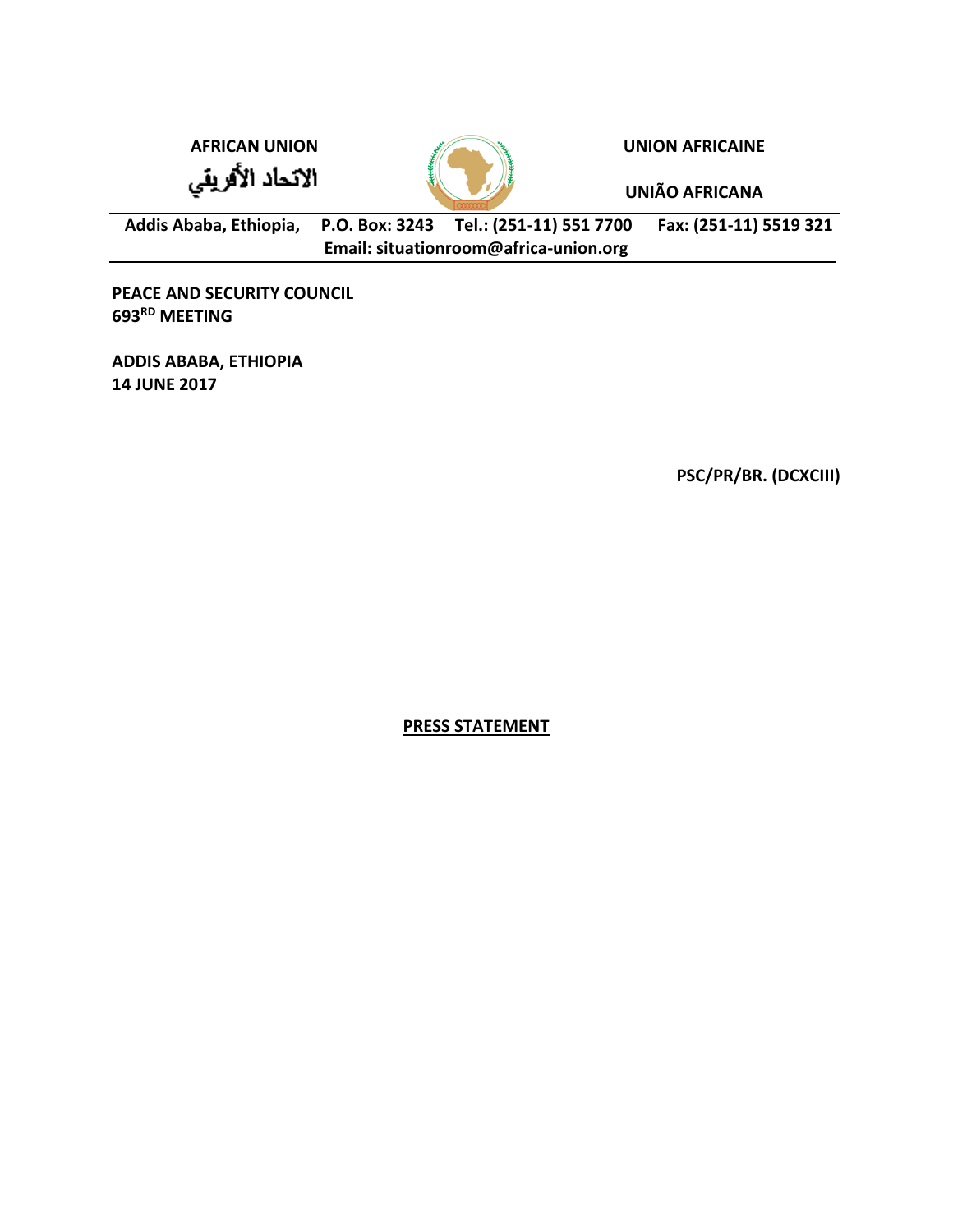AFRICAN UNION

الاتحاد الأفريقي

UNION AFRICAINE

UNIÃO AFRICANA

Addis Ababa, Ethiopia, P.O. Box: 3243 Tel.: (251-11) 551 7700 Fax: (251-11) 5519 321
Email: situationroom@africa-union.org

**PEACE AND SECURITY COUNCIL**
**693RD MEETING**

**ADDIS ABABA, ETHIOPIA**
**14 JUNE 2017**

**PSC/PR/BR. (DCXCIII)**

# PRESS STATEMENT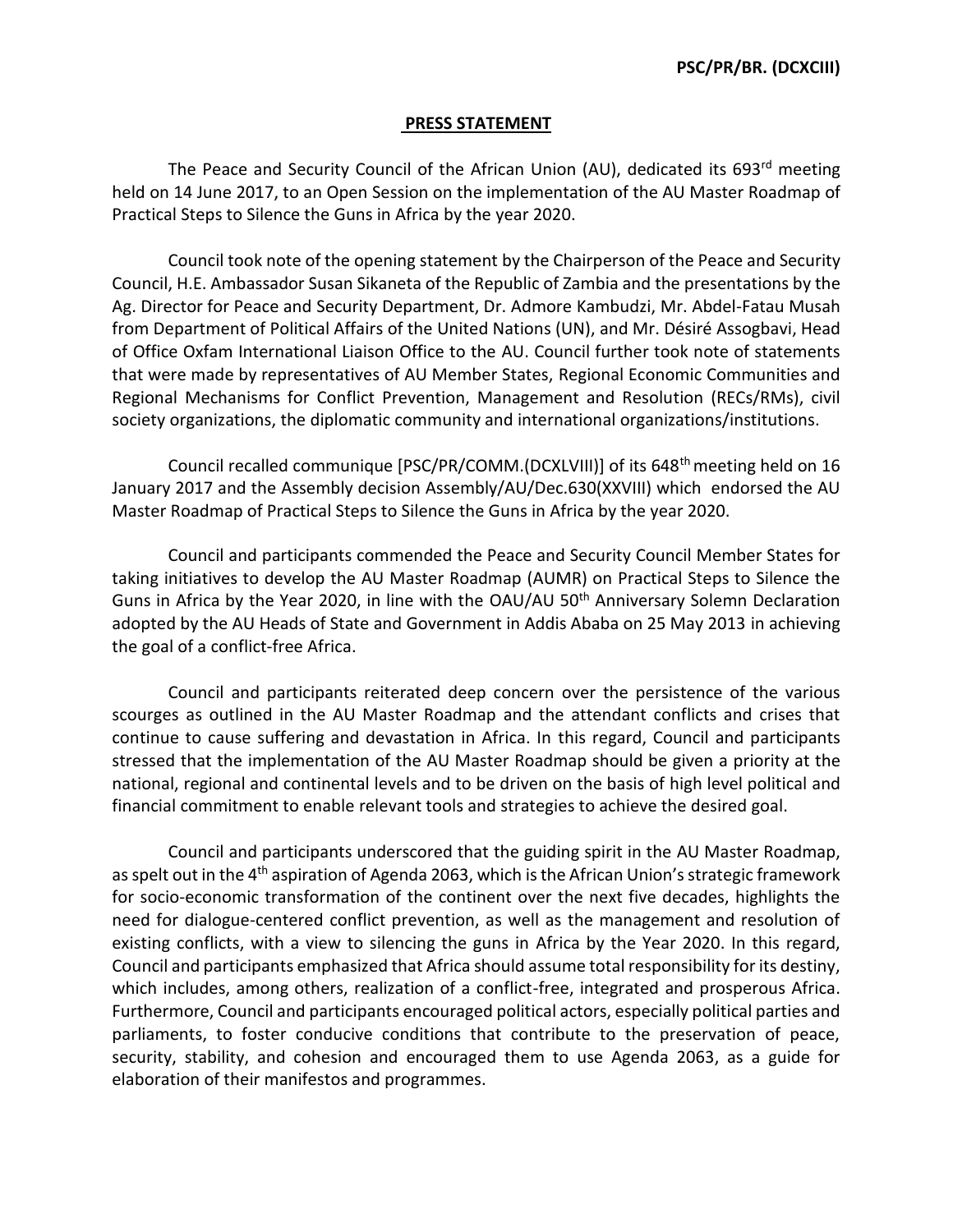PSC/PR/BR. (DCXCIII)

## PRESS STATEMENT

The Peace and Security Council of the African Union (AU), dedicated its 693rd meeting held on 14 June 2017, to an Open Session on the implementation of the AU Master Roadmap of Practical Steps to Silence the Guns in Africa by the year 2020.

Council took note of the opening statement by the Chairperson of the Peace and Security Council, H.E. Ambassador Susan Sikaneta of the Republic of Zambia and the presentations by the Ag. Director for Peace and Security Department, Dr. Admore Kambudzi, Mr. Abdel-Fatau Musah from Department of Political Affairs of the United Nations (UN), and Mr. Désiré Assogbavi, Head of Office Oxfam International Liaison Office to the AU. Council further took note of statements that were made by representatives of AU Member States, Regional Economic Communities and Regional Mechanisms for Conflict Prevention, Management and Resolution (RECs/RMs), civil society organizations, the diplomatic community and international organizations/institutions.

Council recalled communique [PSC/PR/COMM.(DCXLVIII)] of its 648th meeting held on 16 January 2017 and the Assembly decision Assembly/AU/Dec.630(XXVIII) which endorsed the AU Master Roadmap of Practical Steps to Silence the Guns in Africa by the year 2020.

Council and participants commended the Peace and Security Council Member States for taking initiatives to develop the AU Master Roadmap (AUMR) on Practical Steps to Silence the Guns in Africa by the Year 2020, in line with the OAU/AU 50th Anniversary Solemn Declaration adopted by the AU Heads of State and Government in Addis Ababa on 25 May 2013 in achieving the goal of a conflict-free Africa.

Council and participants reiterated deep concern over the persistence of the various scourges as outlined in the AU Master Roadmap and the attendant conflicts and crises that continue to cause suffering and devastation in Africa. In this regard, Council and participants stressed that the implementation of the AU Master Roadmap should be given a priority at the national, regional and continental levels and to be driven on the basis of high level political and financial commitment to enable relevant tools and strategies to achieve the desired goal.

Council and participants underscored that the guiding spirit in the AU Master Roadmap, as spelt out in the 4th aspiration of Agenda 2063, which is the African Union's strategic framework for socio-economic transformation of the continent over the next five decades, highlights the need for dialogue-centered conflict prevention, as well as the management and resolution of existing conflicts, with a view to silencing the guns in Africa by the Year 2020. In this regard, Council and participants emphasized that Africa should assume total responsibility for its destiny, which includes, among others, realization of a conflict-free, integrated and prosperous Africa. Furthermore, Council and participants encouraged political actors, especially political parties and parliaments, to foster conducive conditions that contribute to the preservation of peace, security, stability, and cohesion and encouraged them to use Agenda 2063, as a guide for elaboration of their manifestos and programmes.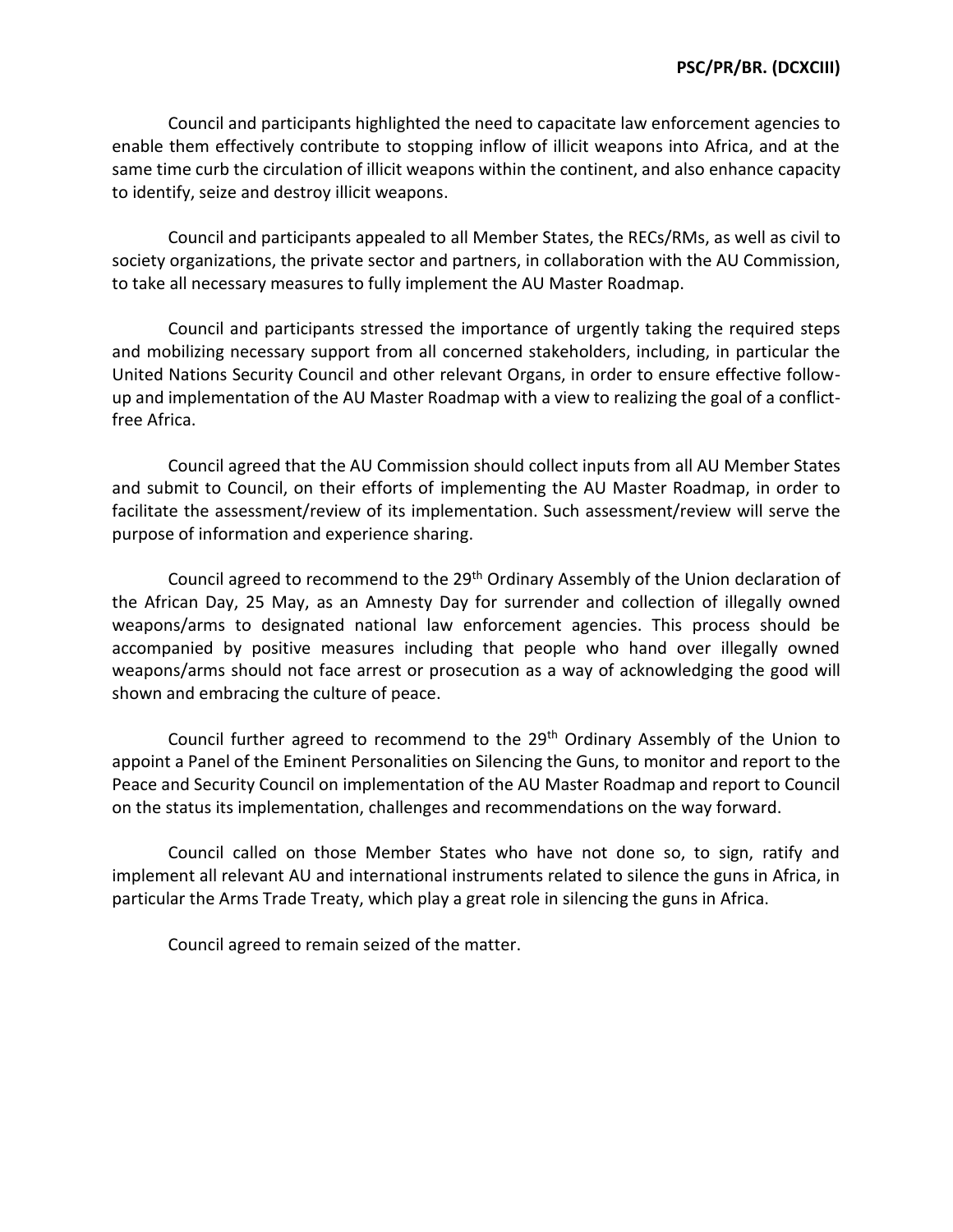Council and participants highlighted the need to capacitate law enforcement agencies to enable them effectively contribute to stopping inflow of illicit weapons into Africa, and at the same time curb the circulation of illicit weapons within the continent, and also enhance capacity to identify, seize and destroy illicit weapons.

Council and participants appealed to all Member States, the RECs/RMs, as well as civil to society organizations, the private sector and partners, in collaboration with the AU Commission, to take all necessary measures to fully implement the AU Master Roadmap.

Council and participants stressed the importance of urgently taking the required steps and mobilizing necessary support from all concerned stakeholders, including, in particular the United Nations Security Council and other relevant Organs, in order to ensure effective follow-up and implementation of the AU Master Roadmap with a view to realizing the goal of a conflict-free Africa.

Council agreed that the AU Commission should collect inputs from all AU Member States and submit to Council, on their efforts of implementing the AU Master Roadmap, in order to facilitate the assessment/review of its implementation. Such assessment/review will serve the purpose of information and experience sharing.

Council agreed to recommend to the 29th Ordinary Assembly of the Union declaration of the African Day, 25 May, as an Amnesty Day for surrender and collection of illegally owned weapons/arms to designated national law enforcement agencies. This process should be accompanied by positive measures including that people who hand over illegally owned weapons/arms should not face arrest or prosecution as a way of acknowledging the good will shown and embracing the culture of peace.

Council further agreed to recommend to the 29th Ordinary Assembly of the Union to appoint a Panel of the Eminent Personalities on Silencing the Guns, to monitor and report to the Peace and Security Council on implementation of the AU Master Roadmap and report to Council on the status its implementation, challenges and recommendations on the way forward.

Council called on those Member States who have not done so, to sign, ratify and implement all relevant AU and international instruments related to silence the guns in Africa, in particular the Arms Trade Treaty, which play a great role in silencing the guns in Africa.

Council agreed to remain seized of the matter.